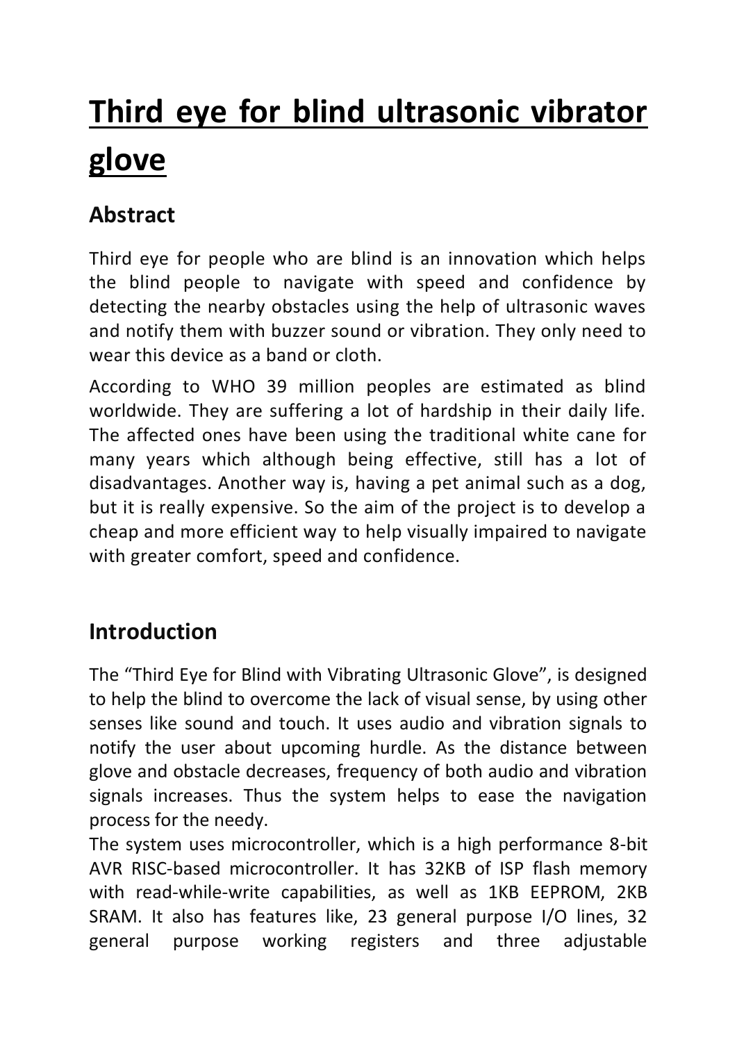# Third eye for blind ultrasonic vibrator glove

## Abstract

Third eye for people who are blind is an innovation which helps the blind people to navigate with speed and confidence by detecting the nearby obstacles using the help of ultrasonic waves and notify them with buzzer sound or vibration. They only need to wear this device as a band or cloth.

According to WHO 39 million peoples are estimated as blind worldwide. They are suffering a lot of hardship in their daily life. The affected ones have been using the traditional white cane for many years which although being effective, still has a lot of disadvantages. Another way is, having a pet animal such as a dog, but it is really expensive. So the aim of the project is to develop a cheap and more efficient way to help visually impaired to navigate with greater comfort, speed and confidence.

## Introduction

The "Third Eye for Blind with Vibrating Ultrasonic Glove", is designed to help the blind to overcome the lack of visual sense, by using other senses like sound and touch. It uses audio and vibration signals to notify the user about upcoming hurdle. As the distance between glove and obstacle decreases, frequency of both audio and vibration signals increases. Thus the system helps to ease the navigation process for the needy.

The system uses microcontroller, which is a high performance 8-bit AVR RISC-based microcontroller. It has 32KB of ISP flash memory with read-while-write capabilities, as well as 1KB EEPROM, 2KB SRAM. It also has features like, 23 general purpose I/O lines, 32 general purpose working registers and three adjustable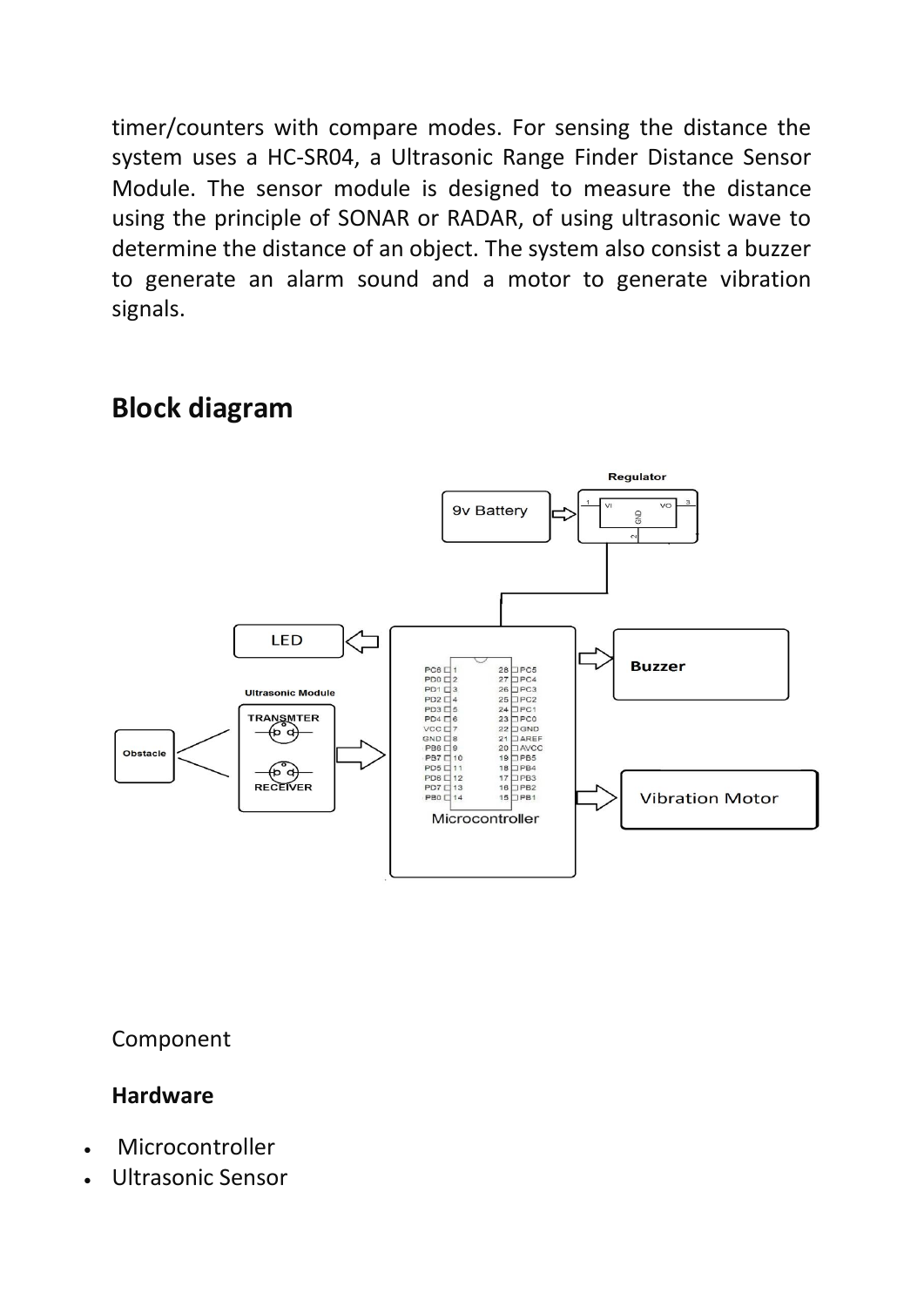timer/counters with compare modes. For sensing the distance the system uses a HC-SR04, a Ultrasonic Range Finder Distance Sensor Module. The sensor module is designed to measure the distance using the principle of SONAR or RADAR, of using ultrasonic wave to determine the distance of an object. The system also consist a buzzer to generate an alarm sound and a motor to generate vibration signals.

## Block diagram

Component

**Hardware**

- Microcontroller
- Ultrasonic Sensor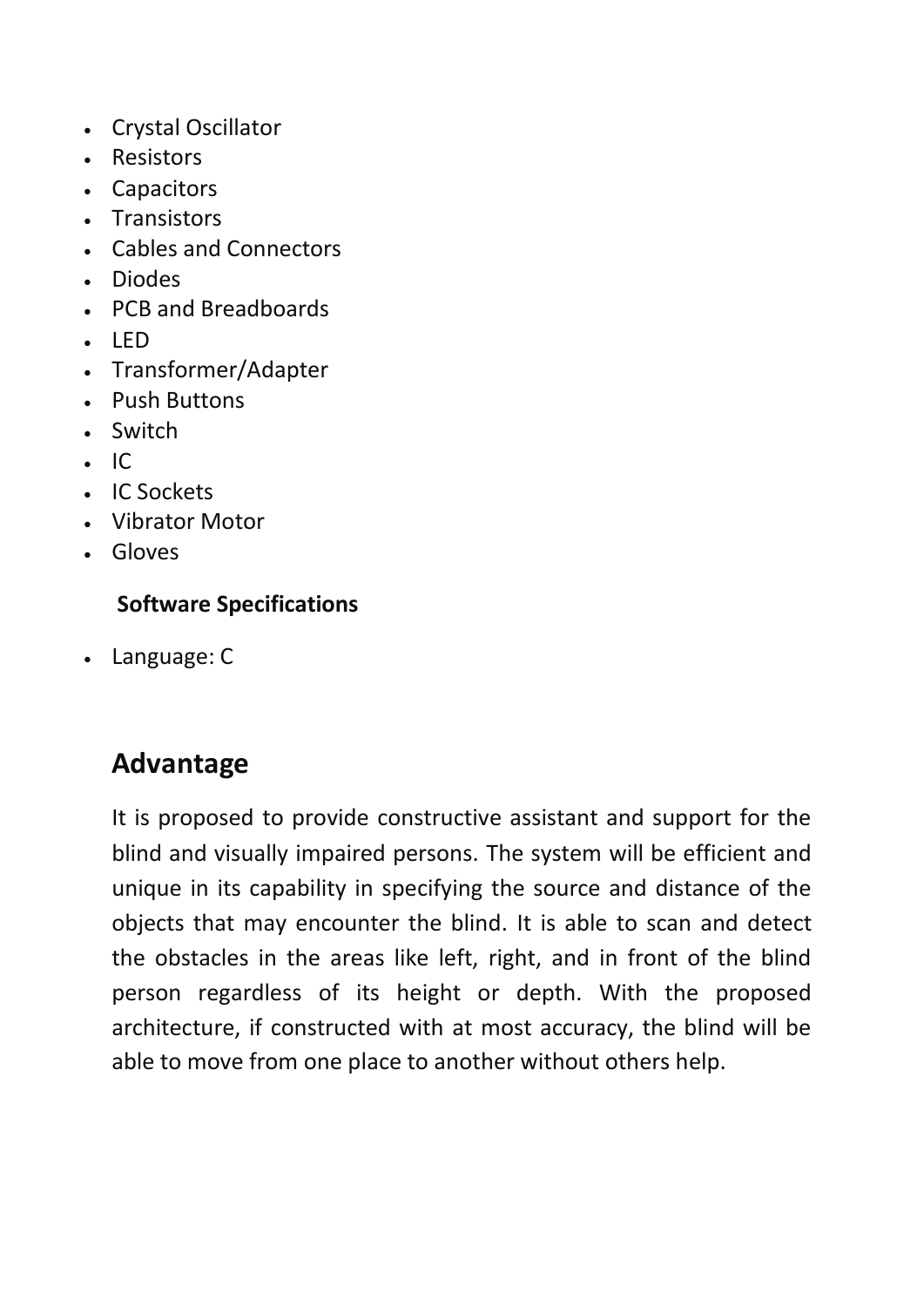- Crystal Oscillator
- Resistors
- Capacitors
- Transistors
- Cables and Connectors
- Diodes
- PCB and Breadboards
- LED
- Transformer/Adapter
- Push Buttons
- Switch
- IC
- IC Sockets
- Vibrator Motor
- Gloves

**Software Specifications**

- Language: C

## Advantage

It is proposed to provide constructive assistant and support for the blind and visually impaired persons. The system will be efficient and unique in its capability in specifying the source and distance of the objects that may encounter the blind. It is able to scan and detect the obstacles in the areas like left, right, and in front of the blind person regardless of its height or depth. With the proposed architecture, if constructed with at most accuracy, the blind will be able to move from one place to another without others help.